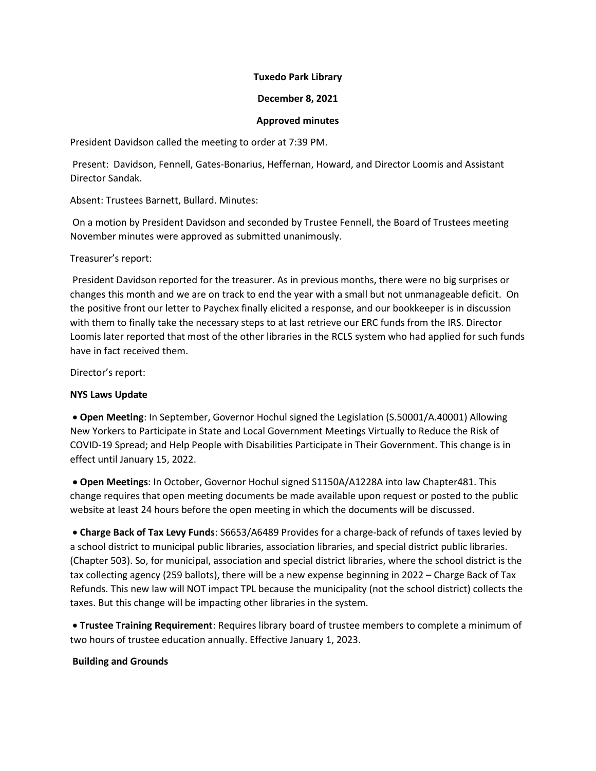**Tuxedo Park Library**

**December 8, 2021**

**Approved minutes**

President Davidson called the meeting to order at 7:39 PM.

Present: Davidson, Fennell, Gates-Bonarius, Heffernan, Howard, and Director Loomis and Assistant Director Sandak.

Absent: Trustees Barnett, Bullard. Minutes:

On a motion by President Davidson and seconded by Trustee Fennell, the Board of Trustees meeting November minutes were approved as submitted unanimously.

Treasurer's report:

President Davidson reported for the treasurer. As in previous months, there were no big surprises or changes this month and we are on track to end the year with a small but not unmanageable deficit. On the positive front our letter to Paychex finally elicited a response, and our bookkeeper is in discussion with them to finally take the necessary steps to at last retrieve our ERC funds from the IRS. Director Loomis later reported that most of the other libraries in the RCLS system who had applied for such funds have in fact received them.

Director's report:

**NYS Laws Update**

- **Open Meeting**: In September, Governor Hochul signed the Legislation (S.50001/A.40001) Allowing New Yorkers to Participate in State and Local Government Meetings Virtually to Reduce the Risk of COVID-19 Spread; and Help People with Disabilities Participate in Their Government. This change is in effect until January 15, 2022.

- **Open Meetings**: In October, Governor Hochul signed S1150A/A1228A into law Chapter481. This change requires that open meeting documents be made available upon request or posted to the public website at least 24 hours before the open meeting in which the documents will be discussed.

- **Charge Back of Tax Levy Funds**: S6653/A6489 Provides for a charge-back of refunds of taxes levied by a school district to municipal public libraries, association libraries, and special district public libraries. (Chapter 503). So, for municipal, association and special district libraries, where the school district is the tax collecting agency (259 ballots), there will be a new expense beginning in 2022 – Charge Back of Tax Refunds. This new law will NOT impact TPL because the municipality (not the school district) collects the taxes. But this change will be impacting other libraries in the system.

- **Trustee Training Requirement**: Requires library board of trustee members to complete a minimum of two hours of trustee education annually. Effective January 1, 2023.

**Building and Grounds**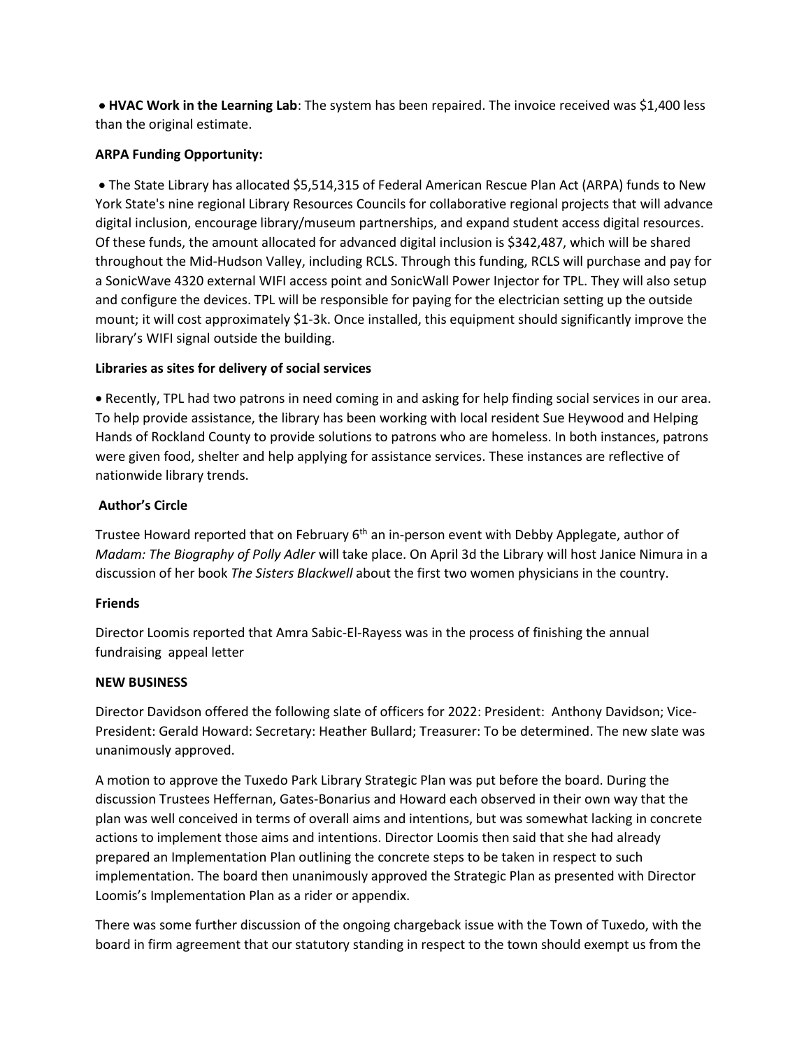- **HVAC Work in the Learning Lab**: The system has been repaired. The invoice received was $1,400 less than the original estimate.

**ARPA Funding Opportunity:**

- The State Library has allocated $5,514,315 of Federal American Rescue Plan Act (ARPA) funds to New York State's nine regional Library Resources Councils for collaborative regional projects that will advance digital inclusion, encourage library/museum partnerships, and expand student access digital resources. Of these funds, the amount allocated for advanced digital inclusion is $342,487, which will be shared throughout the Mid-Hudson Valley, including RCLS. Through this funding, RCLS will purchase and pay for a SonicWave 4320 external WIFI access point and SonicWall Power Injector for TPL. They will also setup and configure the devices. TPL will be responsible for paying for the electrician setting up the outside mount; it will cost approximately $1-3k. Once installed, this equipment should significantly improve the library's WIFI signal outside the building.

**Libraries as sites for delivery of social services**

- Recently, TPL had two patrons in need coming in and asking for help finding social services in our area. To help provide assistance, the library has been working with local resident Sue Heywood and Helping Hands of Rockland County to provide solutions to patrons who are homeless. In both instances, patrons were given food, shelter and help applying for assistance services. These instances are reflective of nationwide library trends.

**Author's Circle**

Trustee Howard reported that on February 6th an in-person event with Debby Applegate, author of *Madam: The Biography of Polly Adler* will take place. On April 3d the Library will host Janice Nimura in a discussion of her book *The Sisters Blackwell* about the first two women physicians in the country.

**Friends**

Director Loomis reported that Amra Sabic-El-Rayess was in the process of finishing the annual fundraising appeal letter

**NEW BUSINESS**

Director Davidson offered the following slate of officers for 2022: President: Anthony Davidson; Vice-President: Gerald Howard: Secretary: Heather Bullard; Treasurer: To be determined. The new slate was unanimously approved.

A motion to approve the Tuxedo Park Library Strategic Plan was put before the board. During the discussion Trustees Heffernan, Gates-Bonarius and Howard each observed in their own way that the plan was well conceived in terms of overall aims and intentions, but was somewhat lacking in concrete actions to implement those aims and intentions. Director Loomis then said that she had already prepared an Implementation Plan outlining the concrete steps to be taken in respect to such implementation. The board then unanimously approved the Strategic Plan as presented with Director Loomis's Implementation Plan as a rider or appendix.

There was some further discussion of the ongoing chargeback issue with the Town of Tuxedo, with the board in firm agreement that our statutory standing in respect to the town should exempt us from the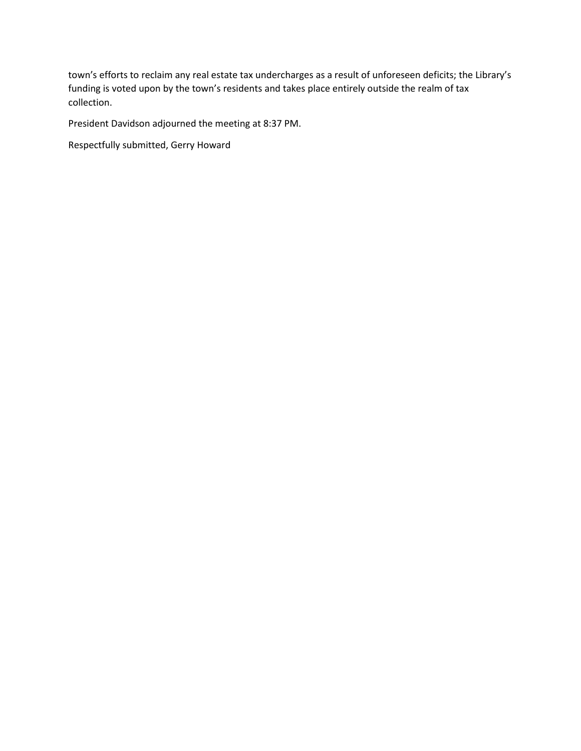town's efforts to reclaim any real estate tax undercharges as a result of unforeseen deficits; the Library's funding is voted upon by the town's residents and takes place entirely outside the realm of tax collection.

President Davidson adjourned the meeting at 8:37 PM.

Respectfully submitted, Gerry Howard